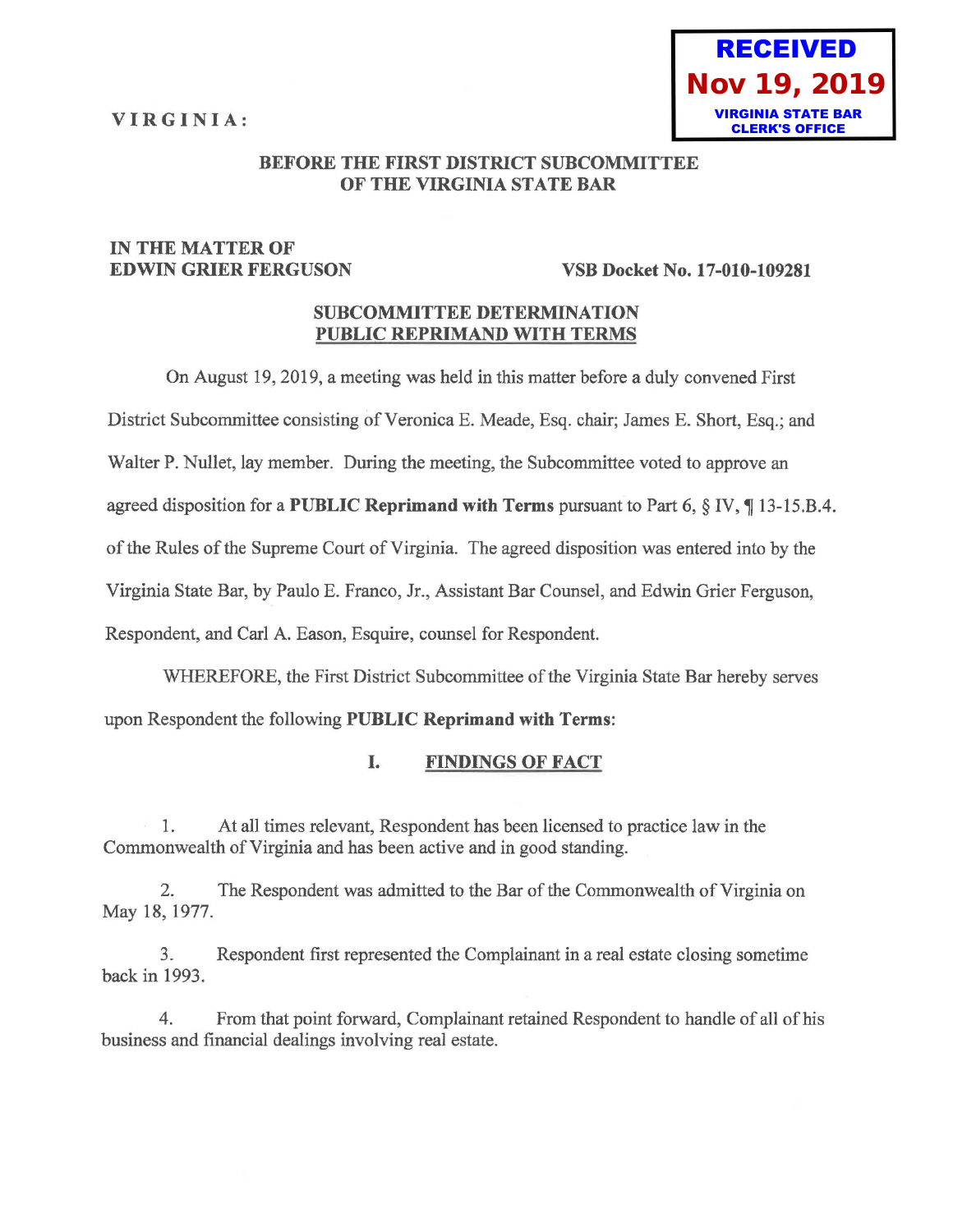RECEIVED
Nov 19, 2019
VIRGINIA STATE BAR
CLERK'S OFFICE

VIRGINIA:

**BEFORE THE FIRST DISTRICT SUBCOMMITTEE OF THE VIRGINIA STATE BAR**

**IN THE MATTER OF**
**EDWIN GRIER FERGUSON** **VSB Docket No. 17-010-109281**

## SUBCOMMITTEE DETERMINATION
## PUBLIC REPRIMAND WITH TERMS

On August 19, 2019, a meeting was held in this matter before a duly convened First District Subcommittee consisting of Veronica E. Meade, Esq. chair; James E. Short, Esq.; and Walter P. Nullet, lay member. During the meeting, the Subcommittee voted to approve an agreed disposition for a **PUBLIC Reprimand with Terms** pursuant to Part 6, § IV, ¶ 13-15.B.4. of the Rules of the Supreme Court of Virginia. The agreed disposition was entered into by the Virginia State Bar, by Paulo E. Franco, Jr., Assistant Bar Counsel, and Edwin Grier Ferguson, Respondent, and Carl A. Eason, Esquire, counsel for Respondent.

WHEREFORE, the First District Subcommittee of the Virginia State Bar hereby serves upon Respondent the following **PUBLIC Reprimand with Terms**:

### I. FINDINGS OF FACT

1. At all times relevant, Respondent has been licensed to practice law in the Commonwealth of Virginia and has been active and in good standing.

2. The Respondent was admitted to the Bar of the Commonwealth of Virginia on May 18, 1977.

3. Respondent first represented the Complainant in a real estate closing sometime back in 1993.

4. From that point forward, Complainant retained Respondent to handle of all of his business and financial dealings involving real estate.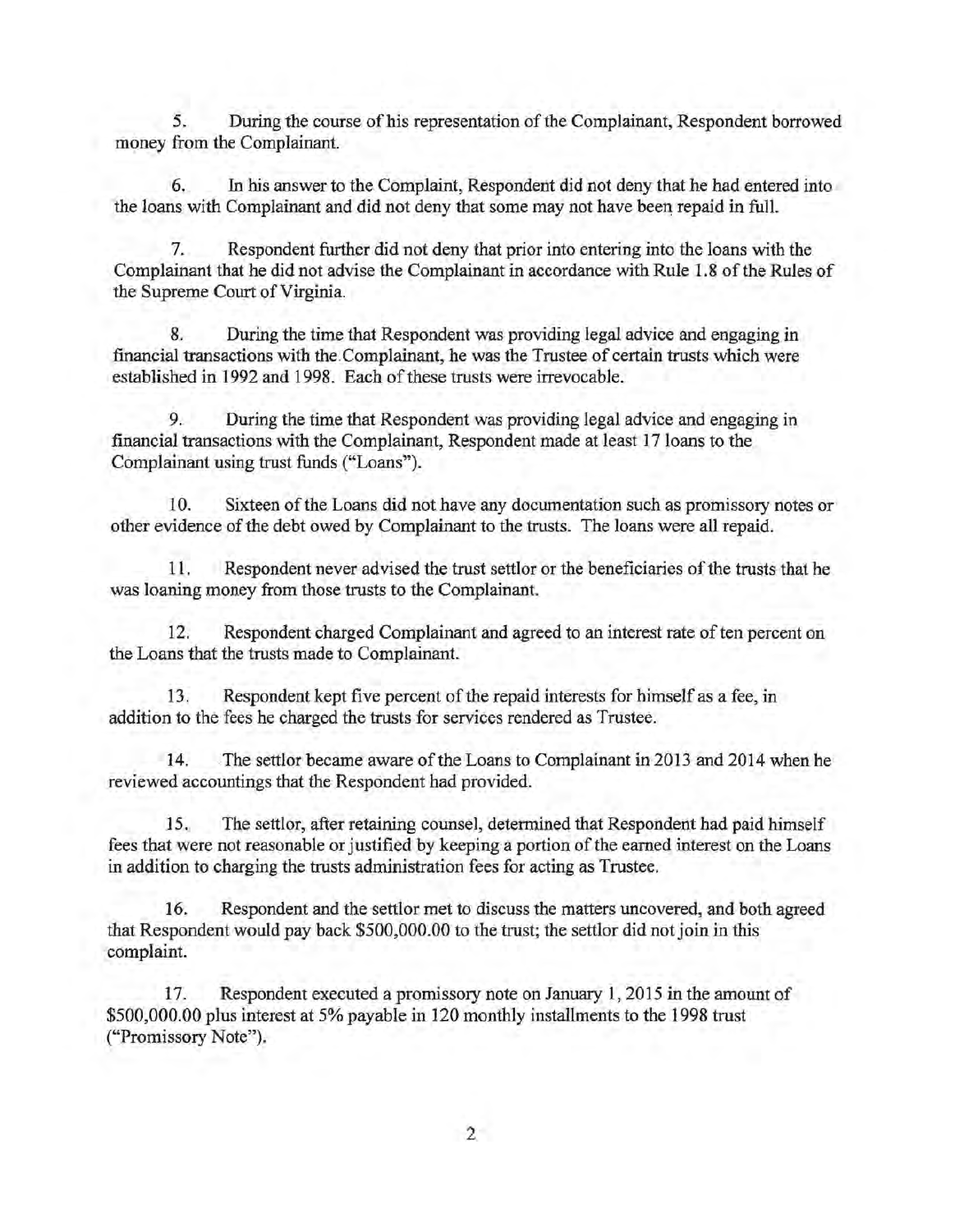5. During the course of his representation of the Complainant, Respondent borrowed money from the Complainant.

6. In his answer to the Complaint, Respondent did not deny that he had entered into the loans with Complainant and did not deny that some may not have been repaid in full.

7. Respondent further did not deny that prior into entering into the loans with the Complainant that he did not advise the Complainant in accordance with Rule 1.8 of the Rules of the Supreme Court of Virginia.

8. During the time that Respondent was providing legal advice and engaging in financial transactions with the Complainant, he was the Trustee of certain trusts which were established in 1992 and 1998. Each of these trusts were irrevocable.

9. During the time that Respondent was providing legal advice and engaging in financial transactions with the Complainant, Respondent made at least 17 loans to the Complainant using trust funds ("Loans").

10. Sixteen of the Loans did not have any documentation such as promissory notes or other evidence of the debt owed by Complainant to the trusts. The loans were all repaid.

11. Respondent never advised the trust settlor or the beneficiaries of the trusts that he was loaning money from those trusts to the Complainant.

12. Respondent charged Complainant and agreed to an interest rate of ten percent on the Loans that the trusts made to Complainant.

13. Respondent kept five percent of the repaid interests for himself as a fee, in addition to the fees he charged the trusts for services rendered as Trustee.

14. The settlor became aware of the Loans to Complainant in 2013 and 2014 when he reviewed accountings that the Respondent had provided.

15. The settlor, after retaining counsel, determined that Respondent had paid himself fees that were not reasonable or justified by keeping a portion of the earned interest on the Loans in addition to charging the trusts administration fees for acting as Trustee.

16. Respondent and the settlor met to discuss the matters uncovered, and both agreed that Respondent would pay back $500,000.00 to the trust; the settlor did not join in this complaint.

17. Respondent executed a promissory note on January 1, 2015 in the amount of $500,000.00 plus interest at 5% payable in 120 monthly installments to the 1998 trust ("Promissory Note").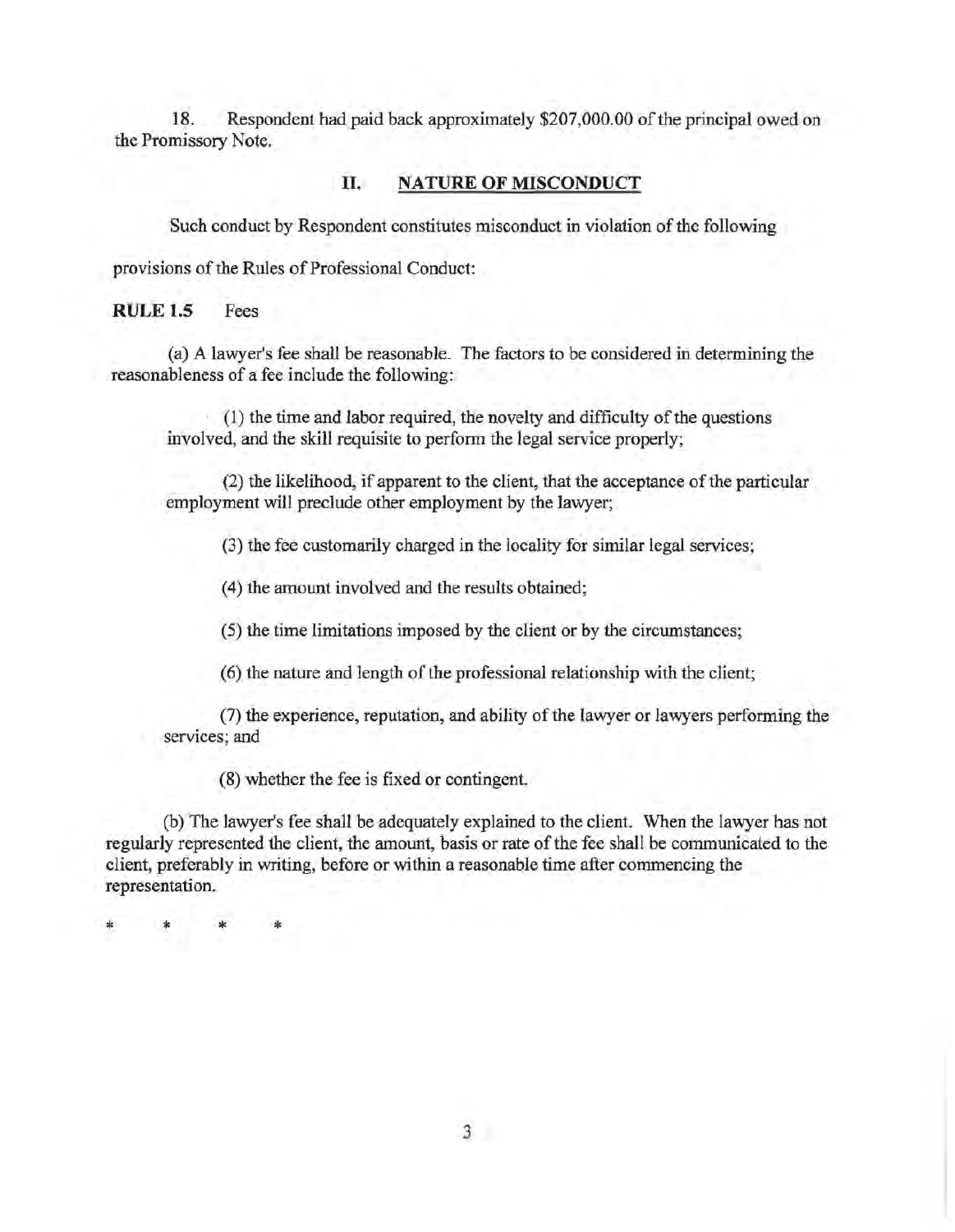18. Respondent had paid back approximately $207,000.00 of the principal owed on the Promissory Note.

## II. NATURE OF MISCONDUCT

Such conduct by Respondent constitutes misconduct in violation of the following provisions of the Rules of Professional Conduct:

**RULE 1.5** Fees

(a) A lawyer's fee shall be reasonable. The factors to be considered in determining the reasonableness of a fee include the following:

(1) the time and labor required, the novelty and difficulty of the questions involved, and the skill requisite to perform the legal service properly;

(2) the likelihood, if apparent to the client, that the acceptance of the particular employment will preclude other employment by the lawyer;

(3) the fee customarily charged in the locality for similar legal services;

(4) the amount involved and the results obtained;

(5) the time limitations imposed by the client or by the circumstances;

(6) the nature and length of the professional relationship with the client;

(7) the experience, reputation, and ability of the lawyer or lawyers performing the services; and

(8) whether the fee is fixed or contingent.

(b) The lawyer's fee shall be adequately explained to the client. When the lawyer has not regularly represented the client, the amount, basis or rate of the fee shall be communicated to the client, preferably in writing, before or within a reasonable time after commencing the representation.

\* \* \* \*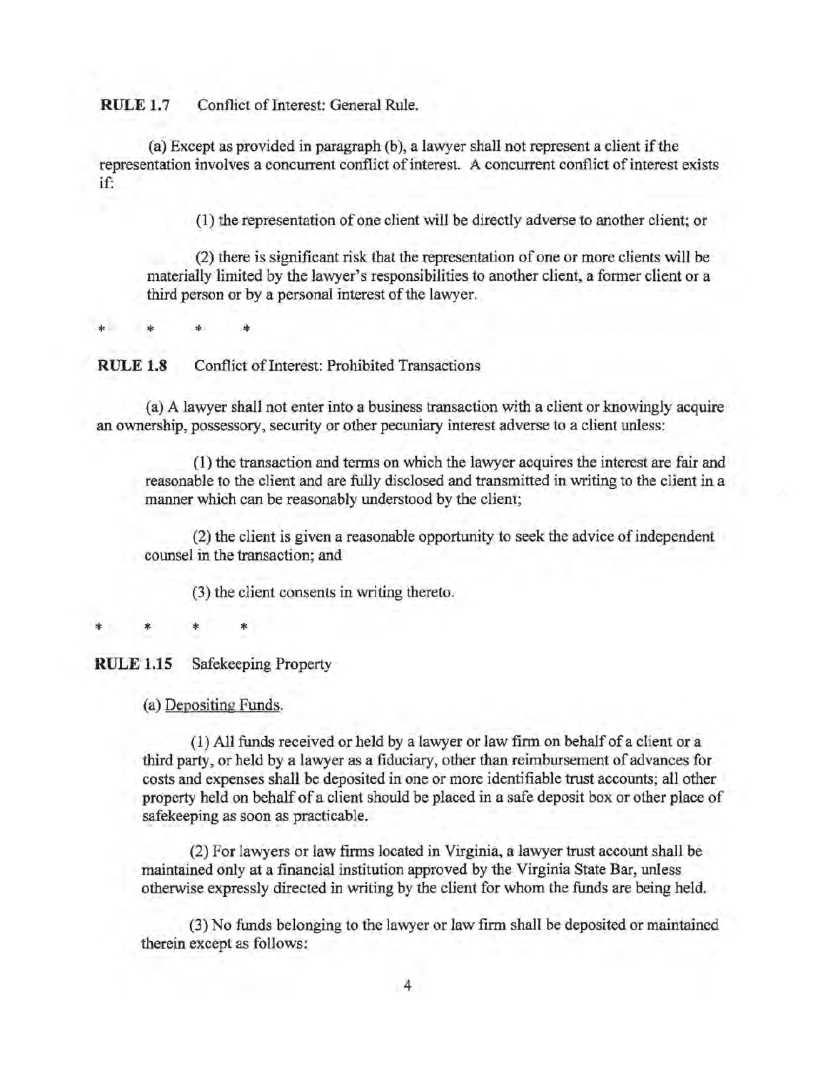**RULE 1.7** Conflict of Interest: General Rule.

(a) Except as provided in paragraph (b), a lawyer shall not represent a client if the representation involves a concurrent conflict of interest. A concurrent conflict of interest exists if:

(1) the representation of one client will be directly adverse to another client; or

(2) there is significant risk that the representation of one or more clients will be materially limited by the lawyer's responsibilities to another client, a former client or a third person or by a personal interest of the lawyer.

\* \* \* \*

**RULE 1.8** Conflict of Interest: Prohibited Transactions

(a) A lawyer shall not enter into a business transaction with a client or knowingly acquire an ownership, possessory, security or other pecuniary interest adverse to a client unless:

(1) the transaction and terms on which the lawyer acquires the interest are fair and reasonable to the client and are fully disclosed and transmitted in writing to the client in a manner which can be reasonably understood by the client;

(2) the client is given a reasonable opportunity to seek the advice of independent counsel in the transaction; and

(3) the client consents in writing thereto.

\* \* \* \*

**RULE 1.15** Safekeeping Property

(a) Depositing Funds.

(1) All funds received or held by a lawyer or law firm on behalf of a client or a third party, or held by a lawyer as a fiduciary, other than reimbursement of advances for costs and expenses shall be deposited in one or more identifiable trust accounts; all other property held on behalf of a client should be placed in a safe deposit box or other place of safekeeping as soon as practicable.

(2) For lawyers or law firms located in Virginia, a lawyer trust account shall be maintained only at a financial institution approved by the Virginia State Bar, unless otherwise expressly directed in writing by the client for whom the funds are being held.

(3) No funds belonging to the lawyer or law firm shall be deposited or maintained therein except as follows: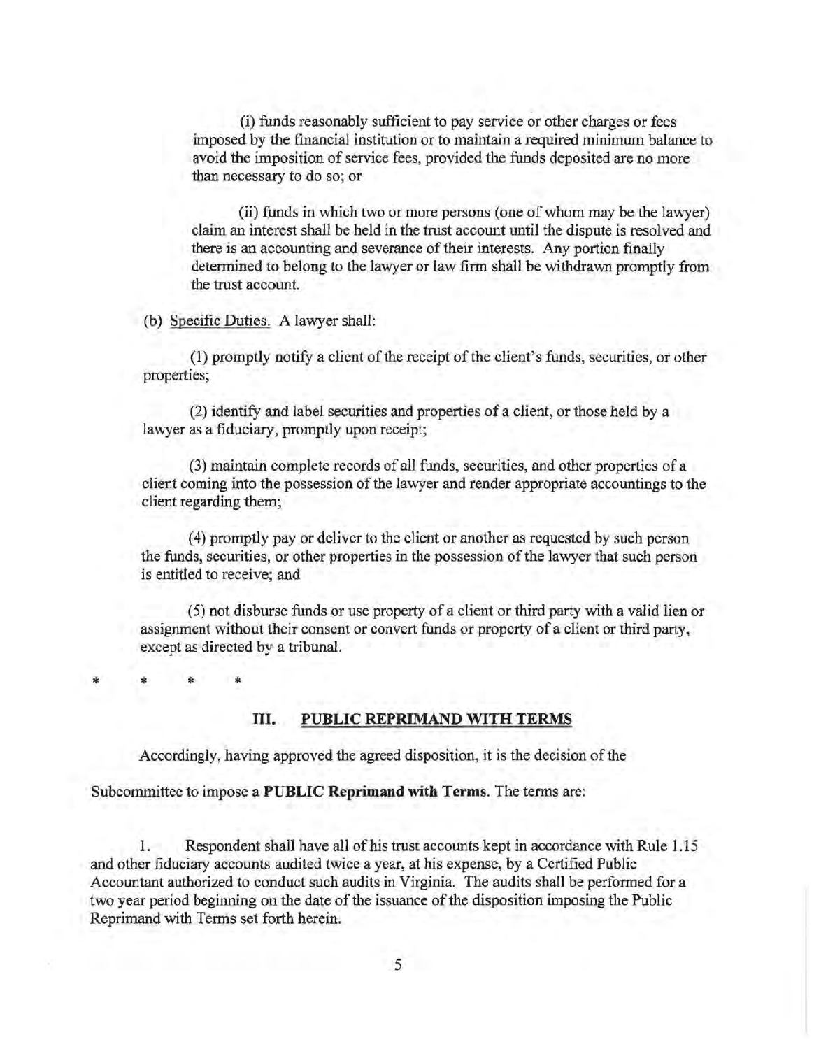(i) funds reasonably sufficient to pay service or other charges or fees imposed by the financial institution or to maintain a required minimum balance to avoid the imposition of service fees, provided the funds deposited are no more than necessary to do so; or

(ii) funds in which two or more persons (one of whom may be the lawyer) claim an interest shall be held in the trust account until the dispute is resolved and there is an accounting and severance of their interests. Any portion finally determined to belong to the lawyer or law firm shall be withdrawn promptly from the trust account.

(b) Specific Duties. A lawyer shall:

(1) promptly notify a client of the receipt of the client's funds, securities, or other properties;

(2) identify and label securities and properties of a client, or those held by a lawyer as a fiduciary, promptly upon receipt;

(3) maintain complete records of all funds, securities, and other properties of a client coming into the possession of the lawyer and render appropriate accountings to the client regarding them;

(4) promptly pay or deliver to the client or another as requested by such person the funds, securities, or other properties in the possession of the lawyer that such person is entitled to receive; and

(5) not disburse funds or use property of a client or third party with a valid lien or assignment without their consent or convert funds or property of a client or third party, except as directed by a tribunal.

\* \* \* \*

## III. PUBLIC REPRIMAND WITH TERMS

Accordingly, having approved the agreed disposition, it is the decision of the Subcommittee to impose a **PUBLIC Reprimand with Terms**. The terms are:

1. Respondent shall have all of his trust accounts kept in accordance with Rule 1.15 and other fiduciary accounts audited twice a year, at his expense, by a Certified Public Accountant authorized to conduct such audits in Virginia. The audits shall be performed for a two year period beginning on the date of the issuance of the disposition imposing the Public Reprimand with Terms set forth herein.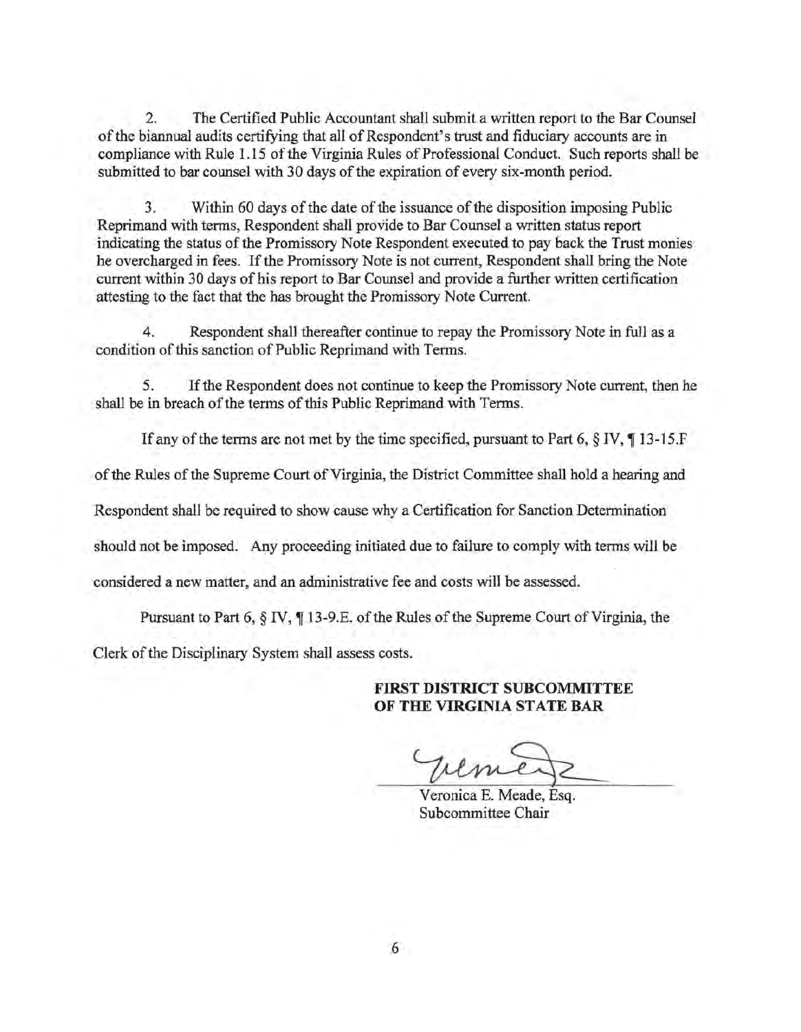2. The Certified Public Accountant shall submit a written report to the Bar Counsel of the biannual audits certifying that all of Respondent's trust and fiduciary accounts are in compliance with Rule 1.15 of the Virginia Rules of Professional Conduct. Such reports shall be submitted to bar counsel with 30 days of the expiration of every six-month period.

3. Within 60 days of the date of the issuance of the disposition imposing Public Reprimand with terms, Respondent shall provide to Bar Counsel a written status report indicating the status of the Promissory Note Respondent executed to pay back the Trust monies he overcharged in fees. If the Promissory Note is not current, Respondent shall bring the Note current within 30 days of his report to Bar Counsel and provide a further written certification attesting to the fact that the has brought the Promissory Note Current.

4. Respondent shall thereafter continue to repay the Promissory Note in full as a condition of this sanction of Public Reprimand with Terms.

5. If the Respondent does not continue to keep the Promissory Note current, then he shall be in breach of the terms of this Public Reprimand with Terms.

If any of the terms are not met by the time specified, pursuant to Part 6, § IV, ¶ 13-15.F of the Rules of the Supreme Court of Virginia, the District Committee shall hold a hearing and Respondent shall be required to show cause why a Certification for Sanction Determination should not be imposed. Any proceeding initiated due to failure to comply with terms will be considered a new matter, and an administrative fee and costs will be assessed.

Pursuant to Part 6, § IV, ¶ 13-9.E. of the Rules of the Supreme Court of Virginia, the Clerk of the Disciplinary System shall assess costs.

**FIRST DISTRICT SUBCOMMITTEE**
**OF THE VIRGINIA STATE BAR**

Veronica E. Meade, Esq.
Subcommittee Chair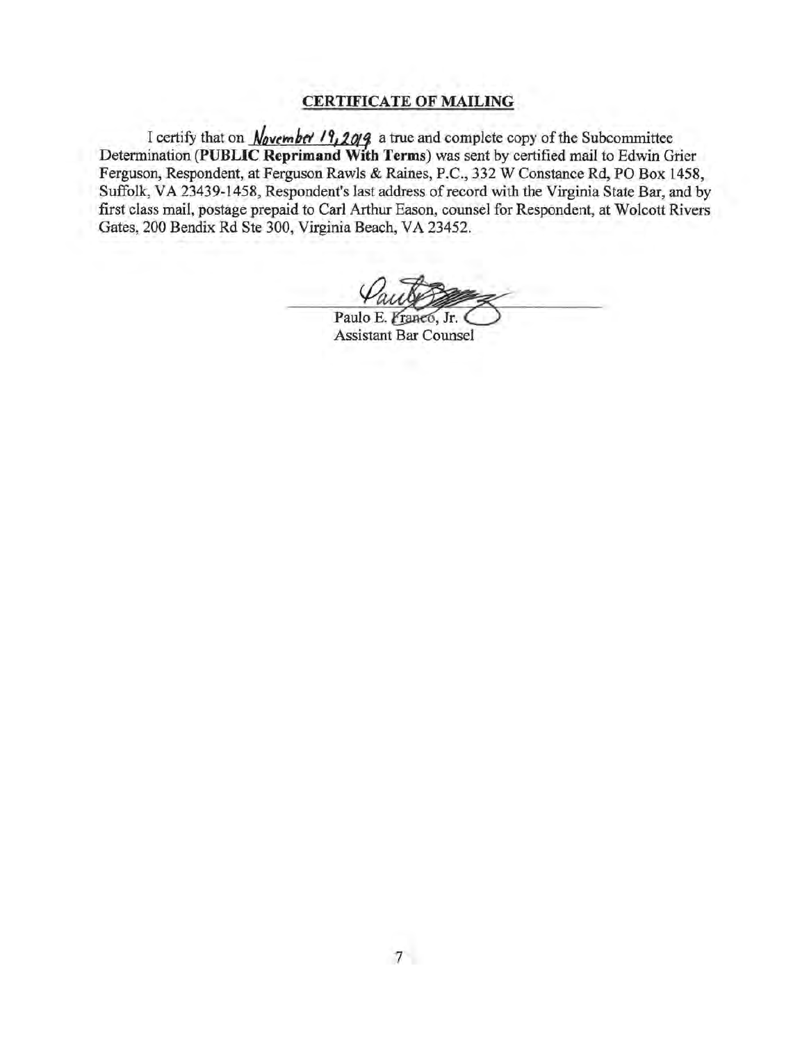## CERTIFICATE OF MAILING

I certify that on *November 19, 2019* a true and complete copy of the Subcommittee Determination (**PUBLIC Reprimand With Terms**) was sent by certified mail to Edwin Grier Ferguson, Respondent, at Ferguson Rawls & Raines, P.C., 332 W Constance Rd, PO Box 1458, Suffolk, VA 23439-1458, Respondent's last address of record with the Virginia State Bar, and by first class mail, postage prepaid to Carl Arthur Eason, counsel for Respondent, at Wolcott Rivers Gates, 200 Bendix Rd Ste 300, Virginia Beach, VA 23452.

Paulo E. Franco, Jr.
Assistant Bar Counsel